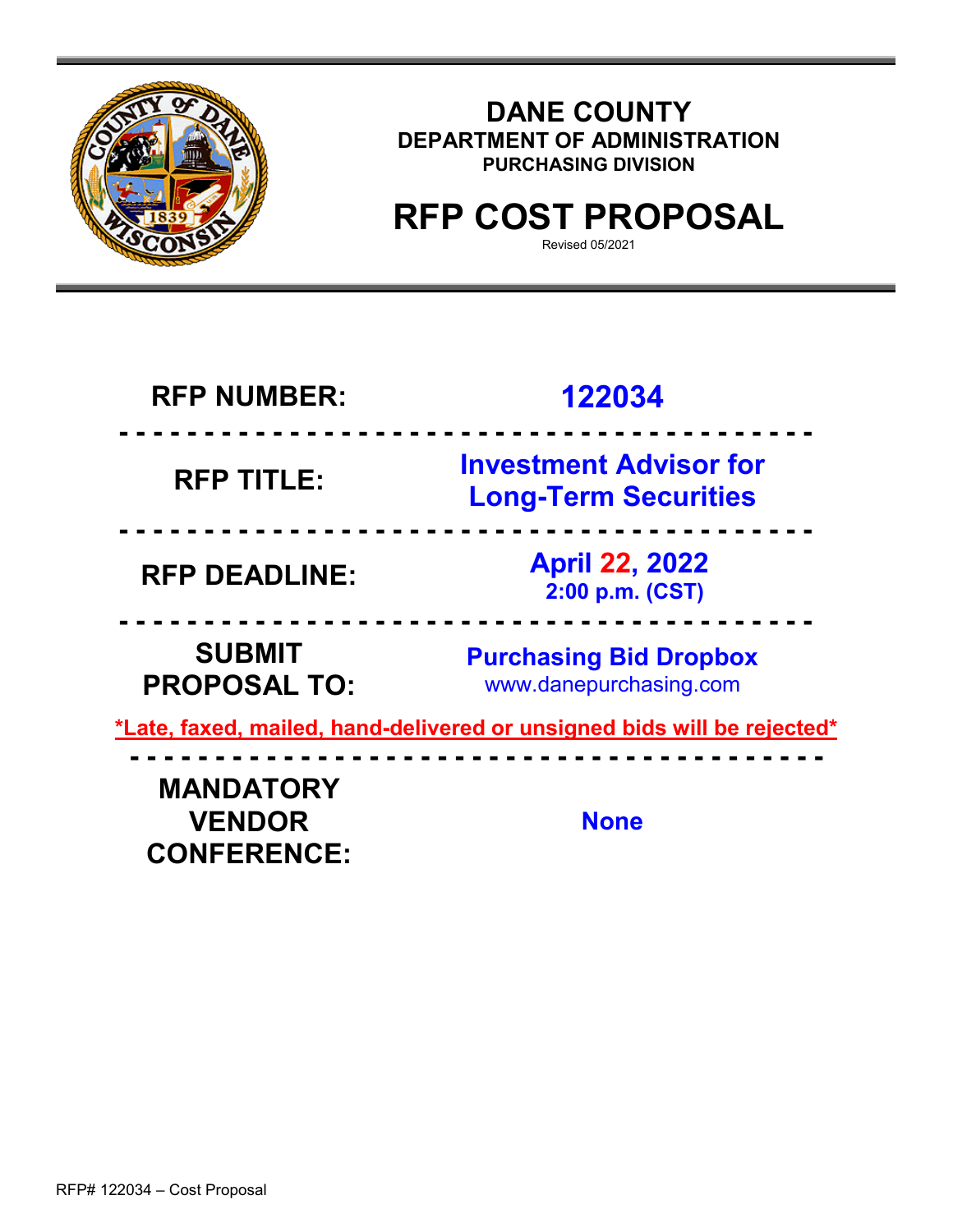# DANE COUNTY

**DEPARTMENT OF ADMINISTRATION**

**PURCHASING DIVISION**

# RFP COST PROPOSAL

Revised 05/2021

| | |
|---|---|
| **RFP NUMBER:** | **122034** |
| **RFP TITLE:** | **Investment Advisor for Long-Term Securities** |
| **RFP DEADLINE:** | **April 22, 2022** **2:00 p.m. (CST)** |
| **SUBMIT PROPOSAL TO:** | **Purchasing Bid Dropbox** www.danepurchasing.com |

***Late, faxed, mailed, hand-delivered or unsigned bids will be rejected***

| | |
|---|---|
| **MANDATORY VENDOR CONFERENCE:** | **None** |

RFP# 122034 – Cost Proposal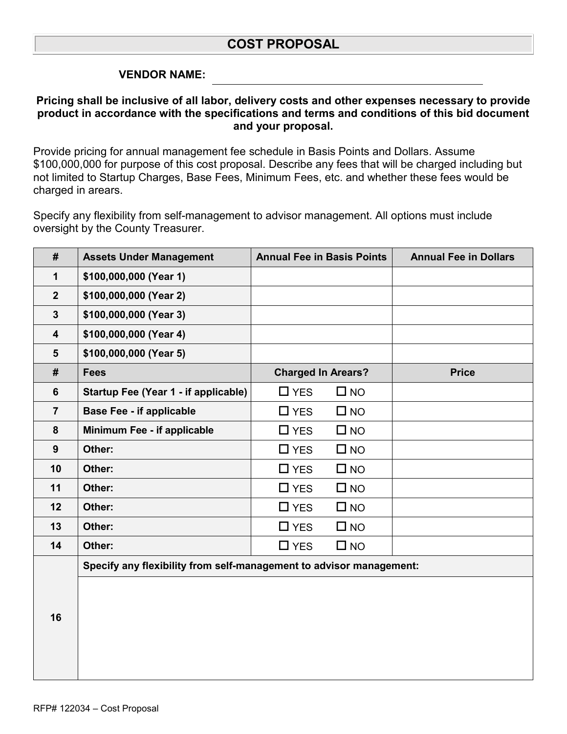# COST PROPOSAL

**VENDOR NAME:** ______________________________

**Pricing shall be inclusive of all labor, delivery costs and other expenses necessary to provide product in accordance with the specifications and terms and conditions of this bid document and your proposal.**

Provide pricing for annual management fee schedule in Basis Points and Dollars. Assume $100,000,000 for purpose of this cost proposal. Describe any fees that will be charged including but not limited to Startup Charges, Base Fees, Minimum Fees, etc. and whether these fees would be charged in arears.

Specify any flexibility from self-management to advisor management. All options must include oversight by the County Treasurer.

| # | Assets Under Management | Annual Fee in Basis Points | Annual Fee in Dollars |
|---|---|---|---|
| 1 | $100,000,000 (Year 1) | | |
| 2 | $100,000,000 (Year 2) | | |
| 3 | $100,000,000 (Year 3) | | |
| 4 | $100,000,000 (Year 4) | | |
| 5 | $100,000,000 (Year 5) | | |
| **#** | **Fees** | **Charged In Arears?** | **Price** |
| 6 | Startup Fee (Year 1 - if applicable) | ☐ YES ☐ NO | |
| 7 | Base Fee - if applicable | ☐ YES ☐ NO | |
| 8 | Minimum Fee - if applicable | ☐ YES ☐ NO | |
| 9 | Other: | ☐ YES ☐ NO | |
| 10 | Other: | ☐ YES ☐ NO | |
| 11 | Other: | ☐ YES ☐ NO | |
| 12 | Other: | ☐ YES ☐ NO | |
| 13 | Other: | ☐ YES ☐ NO | |
| 14 | Other: | ☐ YES ☐ NO | |
| 16 | **Specify any flexibility from self-management to advisor management:** | | |

RFP# 122034 – Cost Proposal